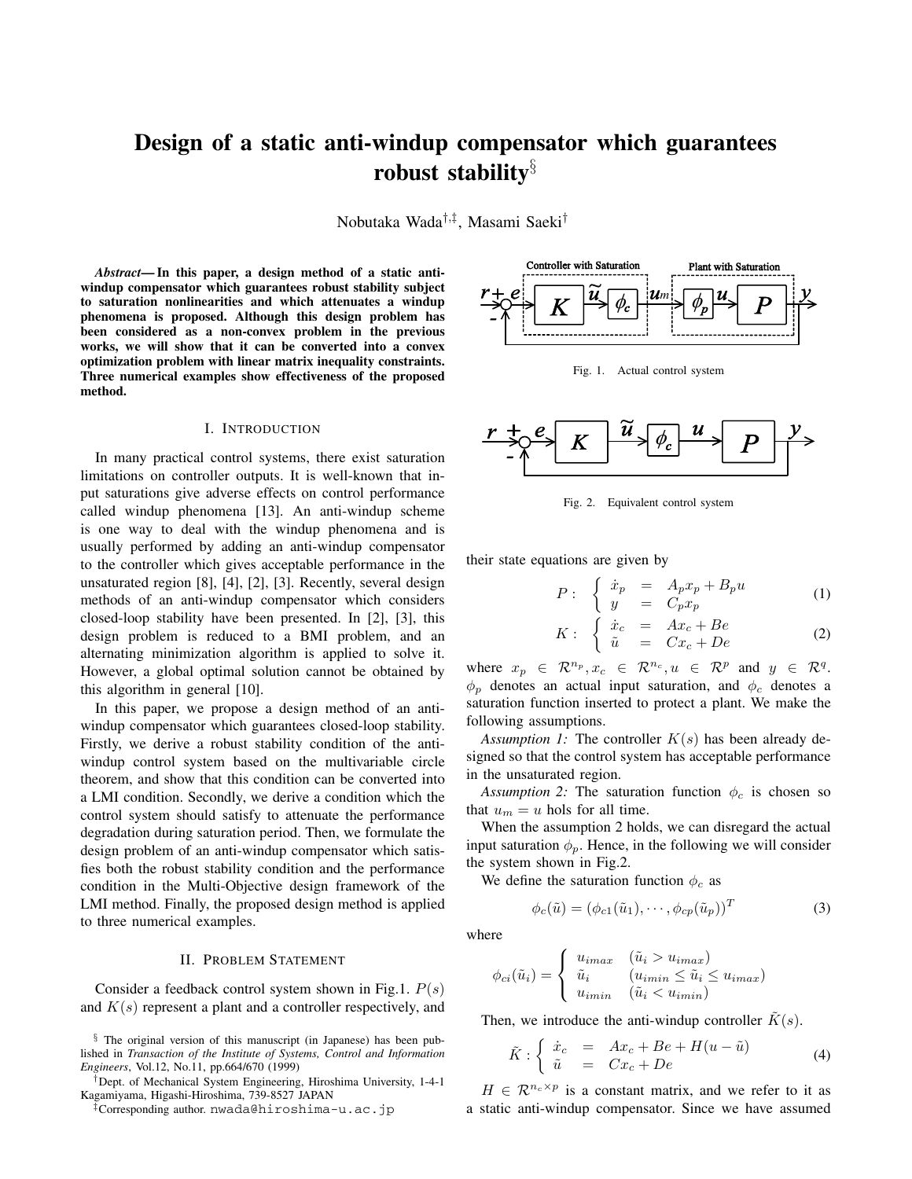# Design of a static anti-windup compensator which guarantees robust stability[§]

Nobutaka Wada[†,‡], Masami Saeki[†]

***Abstract*— In this paper, a design method of a static anti-windup compensator which guarantees robust stability subject to saturation nonlinearities and which attenuates a windup phenomena is proposed. Although this design problem has been considered as a non-convex problem in the previous works, we will show that it can be converted into a convex optimization problem with linear matrix inequality constraints. Three numerical examples show effectiveness of the proposed method.**

## I. Introduction

In many practical control systems, there exist saturation limitations on controller outputs. It is well-known that input saturations give adverse effects on control performance called windup phenomena [13]. An anti-windup scheme is one way to deal with the windup phenomena and is usually performed by adding an anti-windup compensator to the controller which gives acceptable performance in the unsaturated region [8], [4], [2], [3]. Recently, several design methods of an anti-windup compensator which considers closed-loop stability have been presented. In [2], [3], this design problem is reduced to a BMI problem, and an alternating minimization algorithm is applied to solve it. However, a global optimal solution cannot be obtained by this algorithm in general [10].

In this paper, we propose a design method of an anti-windup compensator which guarantees closed-loop stability. Firstly, we derive a robust stability condition of the anti-windup control system based on the multivariable circle theorem, and show that this condition can be converted into a LMI condition. Secondly, we derive a condition which the control system should satisfy to attenuate the performance degradation during saturation period. Then, we formulate the design problem of an anti-windup compensator which satisfies both the robust stability condition and the performance condition in the Multi-Objective design framework of the LMI method. Finally, the proposed design method is applied to three numerical examples.

## II. Problem Statement

Consider a feedback control system shown in Fig.1. $P(s)$ and $K(s)$ represent a plant and a controller respectively, and

Fig. 1. Actual control system

Fig. 2. Equivalent control system

their state equations are given by

$$P: \left\{ \begin{array}{lcl} \dot{x}_p & = & A_p x_p + B_p u \\ y & = & C_p x_p \end{array} \right. \quad (1)$$

$$K: \left\{ \begin{array}{lcl} \dot{x}_c & = & A x_c + B e \\ \tilde{u} & = & C x_c + D e \end{array} \right. \quad (2)$$

where $x_p \in \mathcal{R}^{n_p}, x_c \in \mathcal{R}^{n_c}, u \in \mathcal{R}^p$ and $y \in \mathcal{R}^q$. $\phi_p$ denotes an actual input saturation, and $\phi_c$ denotes a saturation function inserted to protect a plant. We make the following assumptions.

*Assumption 1:* The controller $K(s)$ has been already designed so that the control system has acceptable performance in the unsaturated region.

*Assumption 2:* The saturation function $\phi_c$ is chosen so that $u_m = u$ hols for all time.

When the assumption 2 holds, we can disregard the actual input saturation $\phi_p$. Hence, in the following we will consider the system shown in Fig.2.

We define the saturation function $\phi_c$ as

$$\phi_c(\tilde{u}) = (\phi_{c1}(\tilde{u}_1), \cdots, \phi_{cp}(\tilde{u}_p))^T \quad (3)$$

where

$$\phi_{ci}(\tilde{u}_i) = \left\{ \begin{array}{ll} u_{imax} & (\tilde{u}_i > u_{imax}) \\ \tilde{u}_i & (u_{imin} \leq \tilde{u}_i \leq u_{imax}) \\ u_{imin} & (\tilde{u}_i < u_{imin}) \end{array} \right.$$

Then, we introduce the anti-windup controller $\tilde{K}(s)$.

$$\tilde{K}: \left\{ \begin{array}{lcl} \dot{x}_c & = & A x_c + B e + H(u - \tilde{u}) \\ \tilde{u} & = & C x_c + D e \end{array} \right. \quad (4)$$

$H \in \mathcal{R}^{n_c \times p}$ is a constant matrix, and we refer to it as a static anti-windup compensator. Since we have assumed

[§] The original version of this manuscript (in Japanese) has been published in *Transaction of the Institute of Systems, Control and Information Engineers*, Vol.12, No.11, pp.664/670 (1999)

[†] Dept. of Mechanical System Engineering, Hiroshima University, 1-4-1 Kagamiyama, Higashi-Hiroshima, 739-8527 JAPAN

[‡] Corresponding author. nwada@hiroshima-u.ac.jp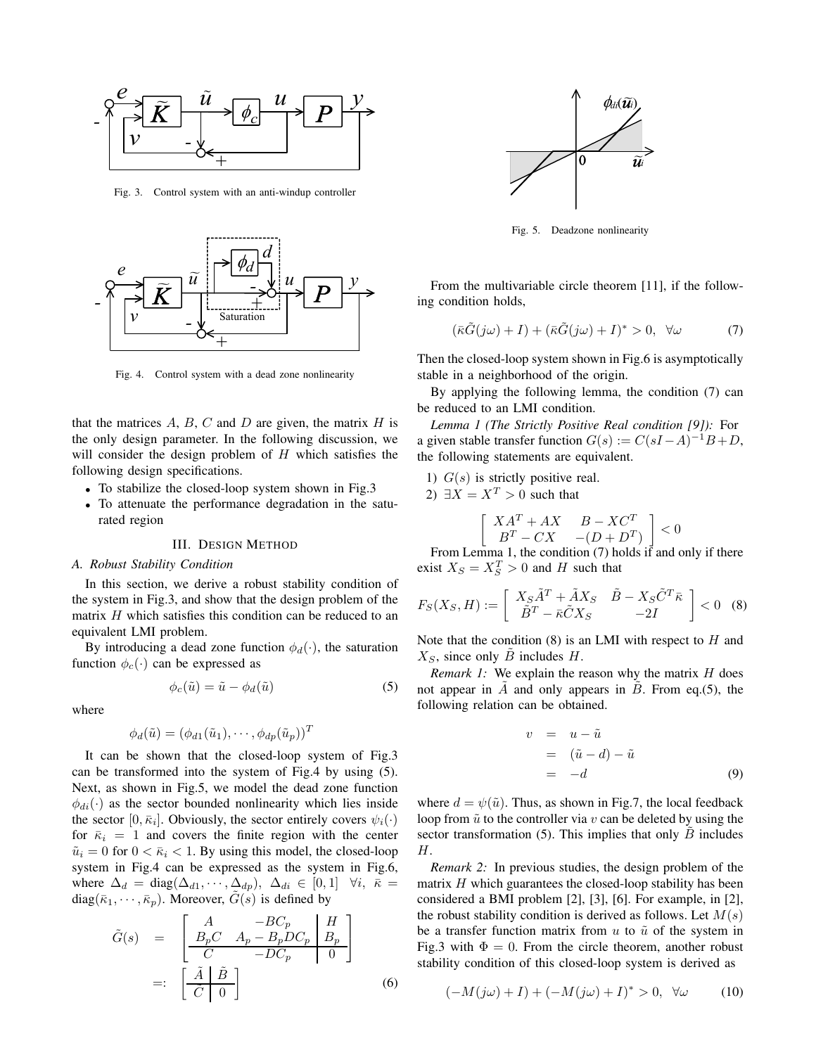Fig. 3. Control system with an anti-windup controller

Fig. 4. Control system with a dead zone nonlinearity

that the matrices $A$, $B$, $C$ and $D$ are given, the matrix $H$ is the only design parameter. In the following discussion, we will consider the design problem of $H$ which satisfies the following design specifications.

- To stabilize the closed-loop system shown in Fig.3
- To attenuate the performance degradation in the saturated region

## III. Design Method

### A. Robust Stability Condition

In this section, we derive a robust stability condition of the system in Fig.3, and show that the design problem of the matrix $H$ which satisfies this condition can be reduced to an equivalent LMI problem.

By introducing a dead zone function $\phi_d(\cdot)$, the saturation function $\phi_c(\cdot)$ can be expressed as

$$\phi_c(\tilde{u}) = \tilde{u} - \phi_d(\tilde{u}) \tag{5}$$

where

$$\phi_d(\tilde{u}) = (\phi_{d1}(\tilde{u}_1), \cdots, \phi_{dp}(\tilde{u}_p))^T$$

It can be shown that the closed-loop system of Fig.3 can be transformed into the system of Fig.4 by using (5). Next, as shown in Fig.5, we model the dead zone function $\phi_{di}(\cdot)$ as the sector bounded nonlinearity which lies inside the sector $[0, \bar{\kappa}_i]$. Obviously, the sector entirely covers $\psi_i(\cdot)$ for $\bar{\kappa}_i = 1$ and covers the finite region with the center $\tilde{u}_i = 0$ for $0 < \bar{\kappa}_i < 1$. By using this model, the closed-loop system in Fig.4 can be expressed as the system in Fig.6, where $\Delta_d = \mathrm{diag}(\Delta_{d1}, \cdots, \Delta_{dp})$, $\Delta_{di} \in [0, 1]$ $\forall i$, $\bar{\kappa} = \mathrm{diag}(\bar{\kappa}_1, \cdots, \bar{\kappa}_p)$. Moreover, $\tilde{G}(s)$ is defined by

$$\tilde{G}(s) = \left[\begin{array}{cc|c} A & -BC_p & H \\ B_pC & A_p - B_pDC_p & B_p \\ \hline C & -DC_p & 0 \end{array}\right] =: \left[\begin{array}{c|c} \tilde{A} & \tilde{B} \\ \hline \tilde{C} & 0 \end{array}\right] \tag{6}$$

Fig. 5. Deadzone nonlinearity

From the multivariable circle theorem [11], if the following condition holds,

$$(\bar{\kappa}\tilde{G}(j\omega) + I) + (\bar{\kappa}\tilde{G}(j\omega) + I)^* > 0, \quad \forall \omega \tag{7}$$

Then the closed-loop system shown in Fig.6 is asymptotically stable in a neighborhood of the origin.

By applying the following lemma, the condition (7) can be reduced to an LMI condition.

*Lemma 1 (The Strictly Positive Real condition [9]):* For a given stable transfer function $G(s) := C(sI - A)^{-1}B + D$, the following statements are equivalent.

1) $G(s)$ is strictly positive real.
2) $\exists X = X^T > 0$ such that

$$\begin{bmatrix} XA^T + AX & B - XC^T \\ B^T - CX & -(D + D^T) \end{bmatrix} < 0$$

From Lemma 1, the condition (7) holds if and only if there exist $X_S = X_S^T > 0$ and $H$ such that

$$F_S(X_S, H) := \begin{bmatrix} X_S\tilde{A}^T + \tilde{A}X_S & \tilde{B} - X_S\tilde{C}^T\bar{\kappa} \\ \tilde{B}^T - \bar{\kappa}\tilde{C}X_S & -2I \end{bmatrix} < 0 \tag{8}$$

Note that the condition (8) is an LMI with respect to $H$ and $X_S$, since only $\tilde{B}$ includes $H$.

*Remark 1:* We explain the reason why the matrix $H$ does not appear in $\tilde{A}$ and only appears in $\tilde{B}$. From eq.(5), the following relation can be obtained.

$$\begin{aligned} v &= u - \tilde{u} \\ &= (\tilde{u} - d) - \tilde{u} \\ &= -d \end{aligned} \tag{9}$$

where $d = \psi(\tilde{u})$. Thus, as shown in Fig.7, the local feedback loop from $\tilde{u}$ to the controller via $v$ can be deleted by using the sector transformation (5). This implies that only $\tilde{B}$ includes $H$.

*Remark 2:* In previous studies, the design problem of the matrix $H$ which guarantees the closed-loop stability has been considered a BMI problem [2], [3], [6]. For example, in [2], the robust stability condition is derived as follows. Let $M(s)$ be a transfer function matrix from $u$ to $\tilde{u}$ of the system in Fig.3 with $\Phi = 0$. From the circle theorem, another robust stability condition of this closed-loop system is derived as

$$(-M(j\omega) + I) + (-M(j\omega) + I)^* > 0, \quad \forall \omega \tag{10}$$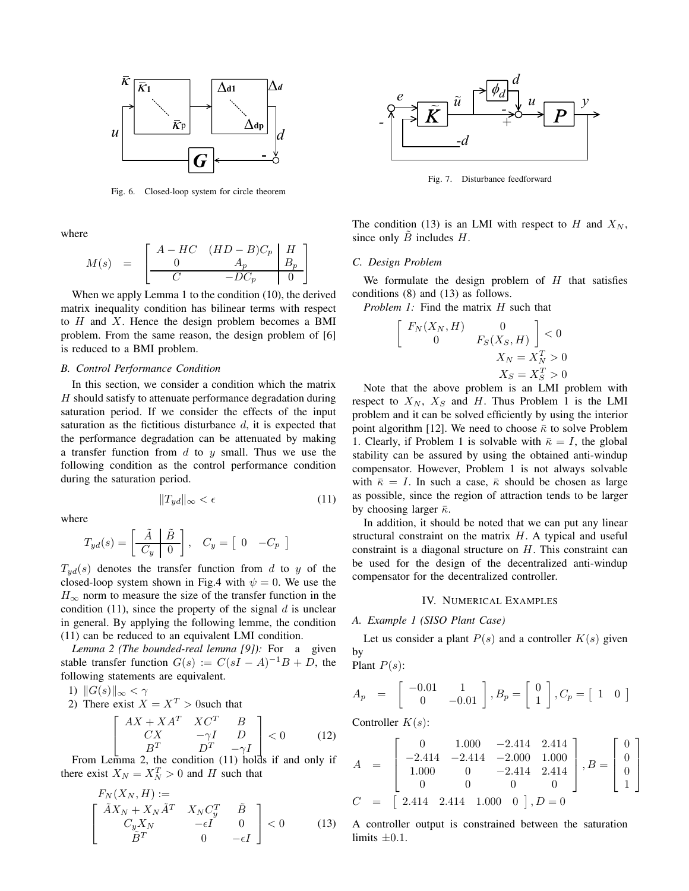Fig. 6. Closed-loop system for circle theorem

where

$$M(s) = \left[\begin{array}{cc|c} A - HC & (HD - B)C_p & H \\ 0 & A_p & B_p \\ \hline C & -DC_p & 0 \end{array}\right]$$

When we apply Lemma 1 to the condition (10), the derived matrix inequality condition has bilinear terms with respect to $H$ and $X$. Hence the design problem becomes a BMI problem. From the same reason, the design problem of [6] is reduced to a BMI problem.

### B. Control Performance Condition

In this section, we consider a condition which the matrix $H$ should satisfy to attenuate performance degradation during saturation period. If we consider the effects of the input saturation as the fictitious disturbance $d$, it is expected that the performance degradation can be attenuated by making a transfer function from $d$ to $y$ small. Thus we use the following condition as the control performance condition during the saturation period.

$$\|T_{yd}\|_\infty < \epsilon \tag{11}$$

where

$$T_{yd}(s) = \left[\begin{array}{c|c} \tilde{A} & \tilde{B} \\ \hline C_y & 0 \end{array}\right], \quad C_y = \left[\begin{array}{cc} 0 & -C_p \end{array}\right]$$

$T_{yd}(s)$ denotes the transfer function from $d$ to $y$ of the closed-loop system shown in Fig.4 with $\psi = 0$. We use the $H_\infty$ norm to measure the size of the transfer function in the condition (11), since the property of the signal $d$ is unclear in general. By applying the following lemme, the condition (11) can be reduced to an equivalent LMI condition.

*Lemma 2 (The bounded-real lemma [9]):* For a given stable transfer function $G(s) := C(sI - A)^{-1}B + D$, the following statements are equivalent.

1) $\|G(s)\|_\infty < \gamma$
2) There exist $X = X^T > 0$such that

$$\left[\begin{array}{ccc} AX + XA^T & XC^T & B \\ CX & -\gamma I & D \\ B^T & D^T & -\gamma I \end{array}\right] < 0 \tag{12}$$

From Lemma 2, the condition (11) holds if and only if there exist $X_N = X_N^T > 0$ and $H$ such that

$$F_N(X_N, H) := \left[\begin{array}{ccc} \tilde{A}X_N + X_N\tilde{A}^T & X_N C_y^T & \tilde{B} \\ C_y X_N & -\epsilon I & 0 \\ \tilde{B}^T & 0 & -\epsilon I \end{array}\right] < 0 \tag{13}$$

Fig. 7. Disturbance feedforward

The condition (13) is an LMI with respect to $H$ and $X_N$, since only $\tilde{B}$ includes $H$.

### C. Design Problem

We formulate the design problem of $H$ that satisfies conditions (8) and (13) as follows.

*Problem 1:* Find the matrix $H$ such that

$$\left[\begin{array}{cc} F_N(X_N, H) & 0 \\ 0 & F_S(X_S, H) \end{array}\right] < 0$$
$$X_N = X_N^T > 0$$
$$X_S = X_S^T > 0$$

Note that the above problem is an LMI problem with respect to $X_N$, $X_S$ and $H$. Thus Problem 1 is the LMI problem and it can be solved efficiently by using the interior point algorithm [12]. We need to choose $\bar{\kappa}$ to solve Problem 1. Clearly, if Problem 1 is solvable with $\bar{\kappa} = I$, the global stability can be assured by using the obtained anti-windup compensator. However, Problem 1 is not always solvable with $\bar{\kappa} = I$. In such a case, $\bar{\kappa}$ should be chosen as large as possible, since the region of attraction tends to be larger by choosing larger $\bar{\kappa}$.

In addition, it should be noted that we can put any linear structural constraint on the matrix $H$. A typical and useful constraint is a diagonal structure on $H$. This constraint can be used for the design of the decentralized anti-windup compensator for the decentralized controller.

## IV. Numerical Examples

### A. Example 1 (SISO Plant Case)

Let us consider a plant $P(s)$ and a controller $K(s)$ given by

Plant $P(s)$:

$$A_p = \left[\begin{array}{cc} -0.01 & 1 \\ 0 & -0.01 \end{array}\right], B_p = \left[\begin{array}{c} 0 \\ 1 \end{array}\right], C_p = \left[\begin{array}{cc} 1 & 0 \end{array}\right]$$

Controller $K(s)$:

$$A = \left[\begin{array}{cccc} 0 & 1.000 & -2.414 & 2.414 \\ -2.414 & -2.414 & -2.000 & 1.000 \\ 1.000 & 0 & -2.414 & 2.414 \\ 0 & 0 & 0 & 0 \end{array}\right], B = \left[\begin{array}{c} 0 \\ 0 \\ 0 \\ 1 \end{array}\right]$$
$$C = \left[\begin{array}{cccc} 2.414 & 2.414 & 1.000 & 0 \end{array}\right], D = 0$$

A controller output is constrained between the saturation limits $\pm 0.1$.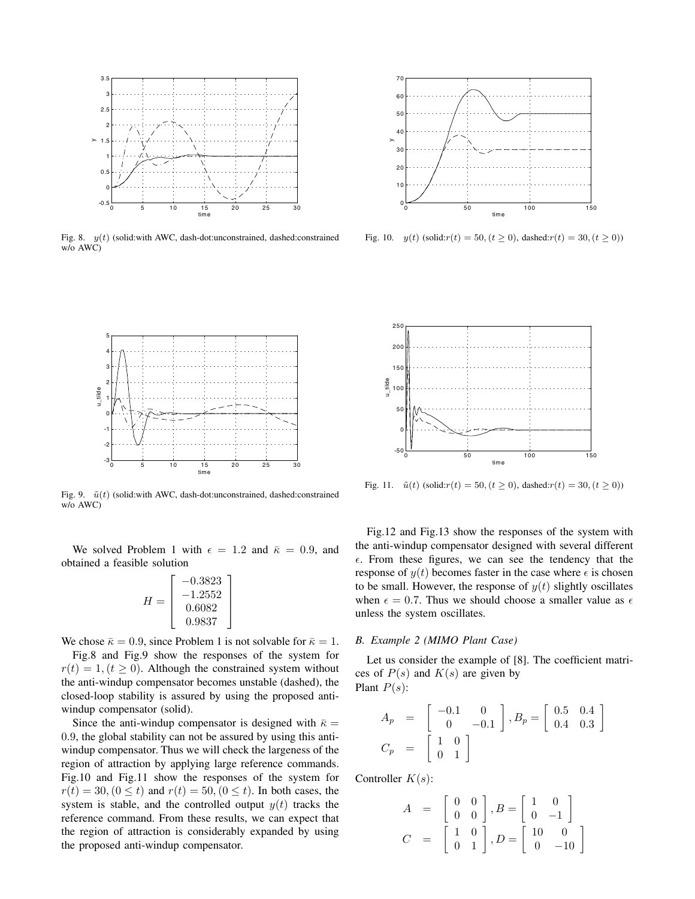Fig. 8. $y(t)$ (solid:with AWC, dash-dot:unconstrained, dashed:constrained w/o AWC)

Fig. 9. $\tilde{u}(t)$ (solid:with AWC, dash-dot:unconstrained, dashed:constrained w/o AWC)

We solved Problem 1 with $\epsilon = 1.2$ and $\bar{\kappa} = 0.9$, and obtained a feasible solution

$$H = \begin{bmatrix} -0.3823 \\ -1.2552 \\ 0.6082 \\ 0.9837 \end{bmatrix}$$

We chose $\bar{\kappa} = 0.9$, since Problem 1 is not solvable for $\bar{\kappa} = 1$.

Fig.8 and Fig.9 show the responses of the system for $r(t) = 1, (t \geq 0)$. Although the constrained system without the anti-windup compensator becomes unstable (dashed), the closed-loop stability is assured by using the proposed anti-windup compensator (solid).

Since the anti-windup compensator is designed with $\bar{\kappa} = 0.9$, the global stability can not be assured by using this anti-windup compensator. Thus we will check the largeness of the region of attraction by applying large reference commands. Fig.10 and Fig.11 show the responses of the system for $r(t) = 30, (0 \leq t)$ and $r(t) = 50, (0 \leq t)$. In both cases, the system is stable, and the controlled output $y(t)$ tracks the reference command. From these results, we can expect that the region of attraction is considerably expanded by using the proposed anti-windup compensator.

Fig. 10. $y(t)$ (solid:$r(t) = 50, (t \geq 0)$, dashed:$r(t) = 30, (t \geq 0)$)

Fig. 11. $\tilde{u}(t)$ (solid:$r(t) = 50, (t \geq 0)$, dashed:$r(t) = 30, (t \geq 0)$)

Fig.12 and Fig.13 show the responses of the system with the anti-windup compensator designed with several different $\epsilon$. From these figures, we can see the tendency that the response of $y(t)$ becomes faster in the case where $\epsilon$ is chosen to be small. However, the response of $y(t)$ slightly oscillates when $\epsilon = 0.7$. Thus we should choose a smaller value as $\epsilon$ unless the system oscillates.

### B. Example 2 (MIMO Plant Case)

Let us consider the example of [8]. The coefficient matrices of $P(s)$ and $K(s)$ are given by

Plant $P(s)$:

$$A_p = \begin{bmatrix} -0.1 & 0 \\ 0 & -0.1 \end{bmatrix}, B_p = \begin{bmatrix} 0.5 & 0.4 \\ 0.4 & 0.3 \end{bmatrix}$$

$$C_p = \begin{bmatrix} 1 & 0 \\ 0 & 1 \end{bmatrix}$$

Controller $K(s)$:

$$A = \begin{bmatrix} 0 & 0 \\ 0 & 0 \end{bmatrix}, B = \begin{bmatrix} 1 & 0 \\ 0 & -1 \end{bmatrix}$$

$$C = \begin{bmatrix} 1 & 0 \\ 0 & 1 \end{bmatrix}, D = \begin{bmatrix} 10 & 0 \\ 0 & -10 \end{bmatrix}$$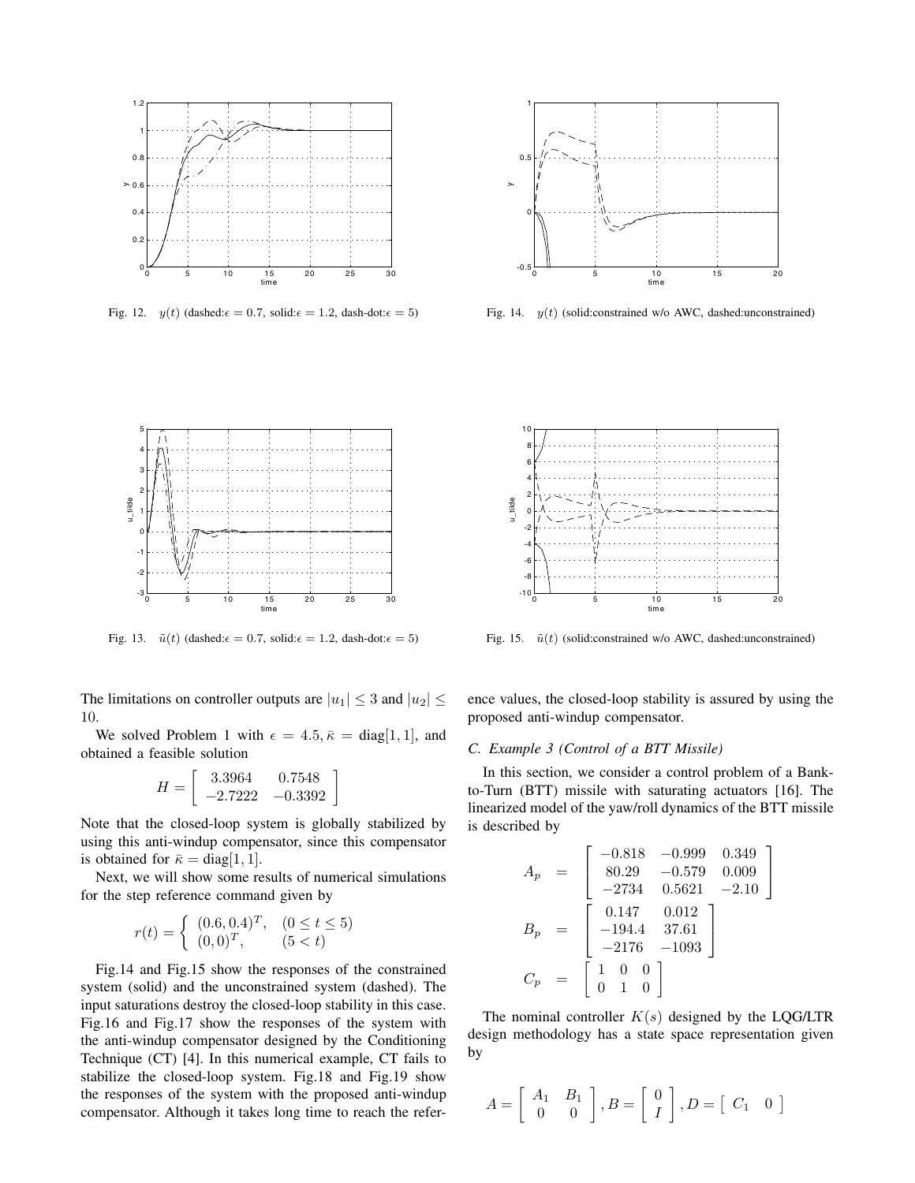Fig. 12. $y(t)$ (dashed:$\epsilon = 0.7$, solid:$\epsilon = 1.2$, dash-dot:$\epsilon = 5$)

Fig. 13. $\tilde{u}(t)$ (dashed:$\epsilon = 0.7$, solid:$\epsilon = 1.2$, dash-dot:$\epsilon = 5$)

Fig. 14. $y(t)$ (solid:constrained w/o AWC, dashed:unconstrained)

Fig. 15. $\tilde{u}(t)$ (solid:constrained w/o AWC, dashed:unconstrained)

The limitations on controller outputs are $|u_1| \leq 3$ and $|u_2| \leq 10$.

We solved Problem 1 with $\epsilon = 4.5, \bar{\kappa} = \mathrm{diag}[1, 1]$, and obtained a feasible solution

$$H = \begin{bmatrix} 3.3964 & 0.7548 \\ -2.7222 & -0.3392 \end{bmatrix}$$

Note that the closed-loop system is globally stabilized by using this anti-windup compensator, since this compensator is obtained for $\bar{\kappa} = \mathrm{diag}[1, 1]$.

Next, we will show some results of numerical simulations for the step reference command given by

$$r(t) = \begin{cases} (0.6, 0.4)^T, & (0 \leq t \leq 5) \\ (0, 0)^T, & (5 < t) \end{cases}$$

Fig.14 and Fig.15 show the responses of the constrained system (solid) and the unconstrained system (dashed). The input saturations destroy the closed-loop stability in this case. Fig.16 and Fig.17 show the responses of the system with the anti-windup compensator designed by the Conditioning Technique (CT) [4]. In this numerical example, CT fails to stabilize the closed-loop system. Fig.18 and Fig.19 show the responses of the system with the proposed anti-windup compensator. Although it takes long time to reach the reference values, the closed-loop stability is assured by using the proposed anti-windup compensator.

### C. Example 3 (Control of a BTT Missile)

In this section, we consider a control problem of a Bank-to-Turn (BTT) missile with saturating actuators [16]. The linearized model of the yaw/roll dynamics of the BTT missile is described by

$$\begin{aligned} A_p &= \begin{bmatrix} -0.818 & -0.999 & 0.349 \\ 80.29 & -0.579 & 0.009 \\ -2734 & 0.5621 & -2.10 \end{bmatrix} \\ B_p &= \begin{bmatrix} 0.147 & 0.012 \\ -194.4 & 37.61 \\ -2176 & -1093 \end{bmatrix} \\ C_p &= \begin{bmatrix} 1 & 0 & 0 \\ 0 & 1 & 0 \end{bmatrix} \end{aligned}$$

The nominal controller $K(s)$ designed by the LQG/LTR design methodology has a state space representation given by

$$A = \begin{bmatrix} A_1 & B_1 \\ 0 & 0 \end{bmatrix}, B = \begin{bmatrix} 0 \\ I \end{bmatrix}, D = \begin{bmatrix} C_1 & 0 \end{bmatrix}$$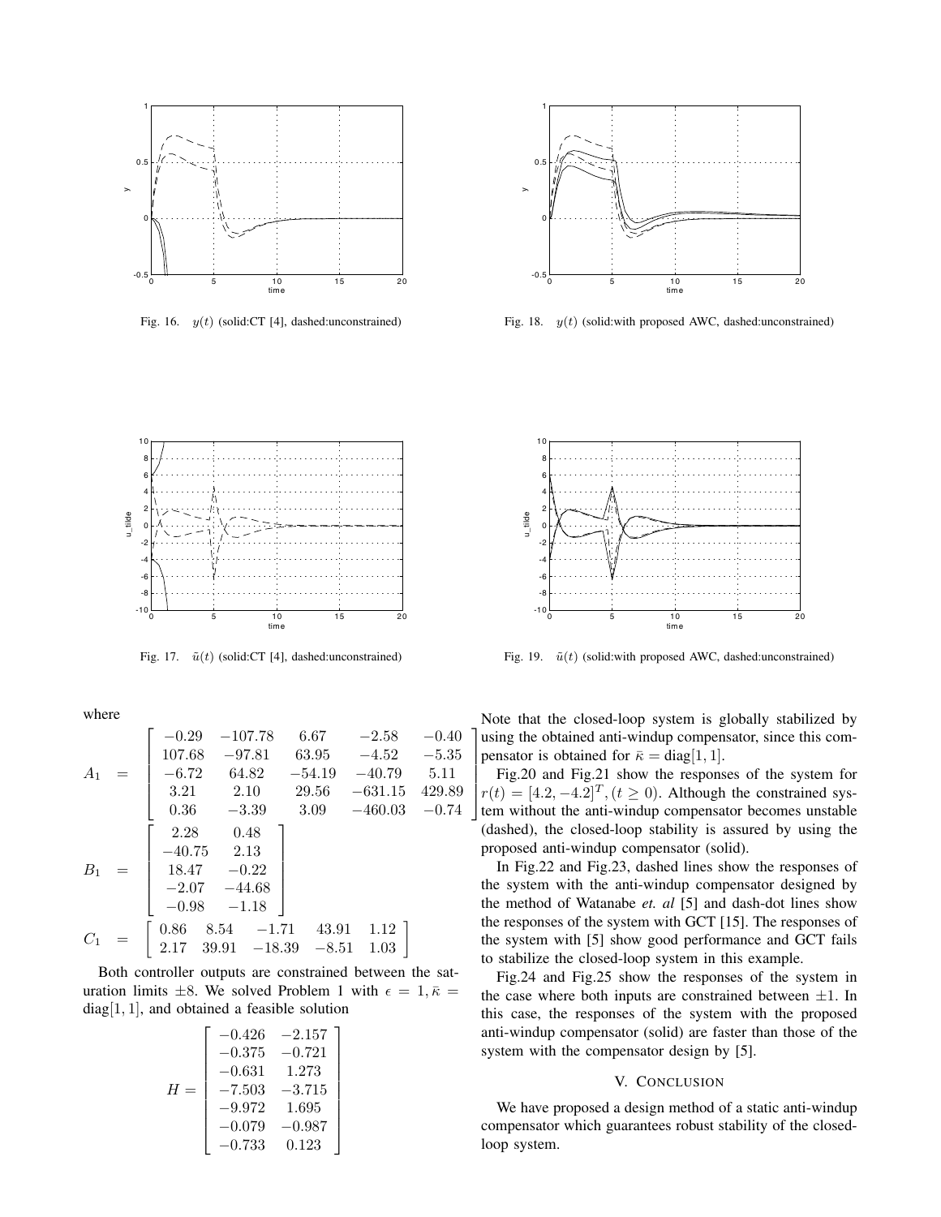Fig. 16. $y(t)$ (solid:CT [4], dashed:unconstrained)

Fig. 18. $y(t)$ (solid:with proposed AWC, dashed:unconstrained)

Fig. 17. $\tilde{u}(t)$ (solid:CT [4], dashed:unconstrained)

Fig. 19. $\tilde{u}(t)$ (solid:with proposed AWC, dashed:unconstrained)

where

$$
\begin{aligned}
A_1 &= \begin{bmatrix} -0.29 & -107.78 & 6.67 & -2.58 & -0.40 \\ 107.68 & -97.81 & 63.95 & -4.52 & -5.35 \\ -6.72 & 64.82 & -54.19 & -40.79 & 5.11 \\ 3.21 & 2.10 & 29.56 & -631.15 & 429.89 \\ 0.36 & -3.39 & 3.09 & -460.03 & -0.74 \end{bmatrix} \\
B_1 &= \begin{bmatrix} 2.28 & 0.48 \\ -40.75 & 2.13 \\ 18.47 & -0.22 \\ -2.07 & -44.68 \\ -0.98 & -1.18 \end{bmatrix} \\
C_1 &= \begin{bmatrix} 0.86 & 8.54 & -1.71 & 43.91 & 1.12 \\ 2.17 & 39.91 & -18.39 & -8.51 & 1.03 \end{bmatrix}
\end{aligned}
$$

Both controller outputs are constrained between the saturation limits $\pm 8$. We solved Problem 1 with $\epsilon = 1, \bar{\kappa} = \text{diag}[1, 1]$, and obtained a feasible solution

$$
H = \begin{bmatrix} -0.426 & -2.157 \\ -0.375 & -0.721 \\ -0.631 & 1.273 \\ -7.503 & -3.715 \\ -9.972 & 1.695 \\ -0.079 & -0.987 \\ -0.733 & 0.123 \end{bmatrix}
$$

Note that the closed-loop system is globally stabilized by using the obtained anti-windup compensator, since this compensator is obtained for $\bar{\kappa} = \text{diag}[1, 1]$.

Fig.20 and Fig.21 show the responses of the system for $r(t) = [4.2, -4.2]^T, (t \geq 0)$. Although the constrained system without the anti-windup compensator becomes unstable (dashed), the closed-loop stability is assured by using the proposed anti-windup compensator (solid).

In Fig.22 and Fig.23, dashed lines show the responses of the system with the anti-windup compensator designed by the method of Watanabe *et. al* [5] and dash-dot lines show the responses of the system with GCT [15]. The responses of the system with [5] show good performance and GCT fails to stabilize the closed-loop system in this example.

Fig.24 and Fig.25 show the responses of the system in the case where both inputs are constrained between $\pm 1$. In this case, the responses of the system with the proposed anti-windup compensator (solid) are faster than those of the system with the compensator design by [5].

## V. Conclusion

We have proposed a design method of a static anti-windup compensator which guarantees robust stability of the closed-loop system.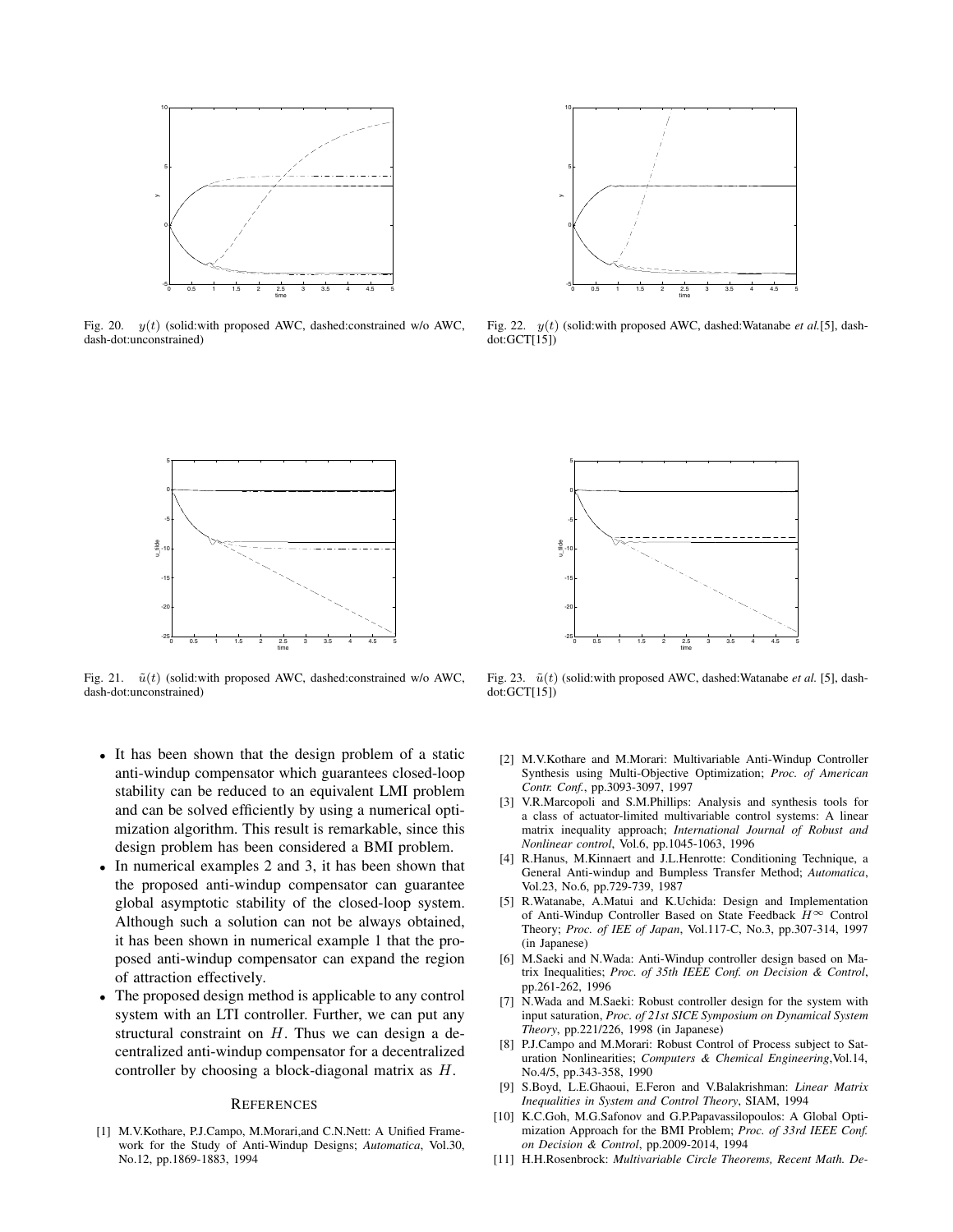Fig. 20. $y(t)$ (solid:with proposed AWC, dashed:constrained w/o AWC, dash-dot:unconstrained)

Fig. 22. $y(t)$ (solid:with proposed AWC, dashed:Watanabe *et al.*[5], dash-dot:GCT[15])

Fig. 21. $\tilde{u}(t)$ (solid:with proposed AWC, dashed:constrained w/o AWC, dash-dot:unconstrained)

Fig. 23. $\tilde{u}(t)$ (solid:with proposed AWC, dashed:Watanabe *et al.* [5], dash-dot:GCT[15])

- It has been shown that the design problem of a static anti-windup compensator which guarantees closed-loop stability can be reduced to an equivalent LMI problem and can be solved efficiently by using a numerical optimization algorithm. This result is remarkable, since this design problem has been considered a BMI problem.
- In numerical examples 2 and 3, it has been shown that the proposed anti-windup compensator can guarantee global asymptotic stability of the closed-loop system. Although such a solution can not be always obtained, it has been shown in numerical example 1 that the proposed anti-windup compensator can expand the region of attraction effectively.
- The proposed design method is applicable to any control system with an LTI controller. Further, we can put any structural constraint on $H$. Thus we can design a decentralized anti-windup compensator for a decentralized controller by choosing a block-diagonal matrix as $H$.

## References

[1] M.V.Kothare, P.J.Campo, M.Morari,and C.N.Nett: A Unified Framework for the Study of Anti-Windup Designs; *Automatica*, Vol.30, No.12, pp.1869-1883, 1994

[2] M.V.Kothare and M.Morari: Multivariable Anti-Windup Controller Synthesis using Multi-Objective Optimization; *Proc. of American Contr. Conf.*, pp.3093-3097, 1997

[3] V.R.Marcopoli and S.M.Phillips: Analysis and synthesis tools for a class of actuator-limited multivariable control systems: A linear matrix inequality approach; *International Journal of Robust and Nonlinear control*, Vol.6, pp.1045-1063, 1996

[4] R.Hanus, M.Kinnaert and J.L.Henrotte: Conditioning Technique, a General Anti-windup and Bumpless Transfer Method; *Automatica*, Vol.23, No.6, pp.729-739, 1987

[5] R.Watanabe, A.Matui and K.Uchida: Design and Implementation of Anti-Windup Controller Based on State Feedback $H^{\infty}$ Control Theory; *Proc. of IEE of Japan*, Vol.117-C, No.3, pp.307-314, 1997 (in Japanese)

[6] M.Saeki and N.Wada: Anti-Windup controller design based on Matrix Inequalities; *Proc. of 35th IEEE Conf. on Decision & Control*, pp.261-262, 1996

[7] N.Wada and M.Saeki: Robust controller design for the system with input saturation, *Proc. of 21st SICE Symposium on Dynamical System Theory*, pp.221/226, 1998 (in Japanese)

[8] P.J.Campo and M.Morari: Robust Control of Process subject to Saturation Nonlinearities; *Computers & Chemical Engineering*,Vol.14, No.4/5, pp.343-358, 1990

[9] S.Boyd, L.E.Ghaoui, E.Feron and V.Balakrishman: *Linear Matrix Inequalities in System and Control Theory*, SIAM, 1994

[10] K.C.Goh, M.G.Safonov and G.P.Papavassilopoulos: A Global Optimization Approach for the BMI Problem; *Proc. of 33rd IEEE Conf. on Decision & Control*, pp.2009-2014, 1994

[11] H.H.Rosenbrock: *Multivariable Circle Theorems, Recent Math. De-*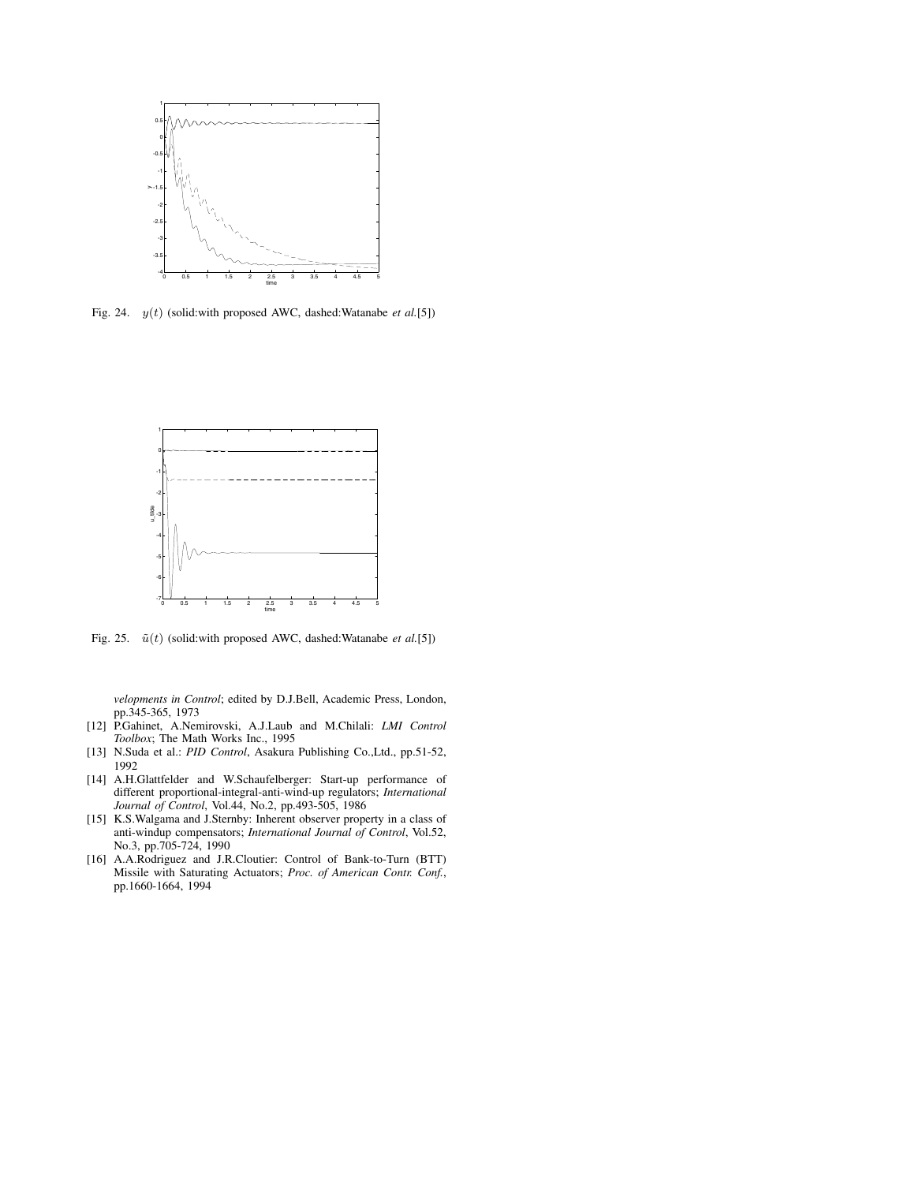1
0.5
0
-0.5
-1
y
-1.5
-2
-2.5
-3
-3.5
-4
0 0.5 1 1.5 2 2.5 3 3.5 4 4.5 5
time

Fig. 24. $y(t)$ (solid:with proposed AWC, dashed:Watanabe *et al.*[5])

1
0
-1
-2
u_tilde
-3
-4
-5
-6
-7
0 0.5 1 1.5 2 2.5 3 3.5 4 4.5 5
time

Fig. 25. $\tilde{u}(t)$ (solid:with proposed AWC, dashed:Watanabe *et al.*[5])

*velopments in Control*; edited by D.J.Bell, Academic Press, London, pp.345-365, 1973

[12] P.Gahinet, A.Nemirovski, A.J.Laub and M.Chilali: *LMI Control Toolbox*; The Math Works Inc., 1995

[13] N.Suda et al.: *PID Control*, Asakura Publishing Co.,Ltd., pp.51-52, 1992

[14] A.H.Glattfelder and W.Schaufelberger: Start-up performance of different proportional-integral-anti-wind-up regulators; *International Journal of Control*, Vol.44, No.2, pp.493-505, 1986

[15] K.S.Walgama and J.Sternby: Inherent observer property in a class of anti-windup compensators; *International Journal of Control*, Vol.52, No.3, pp.705-724, 1990

[16] A.A.Rodriguez and J.R.Cloutier: Control of Bank-to-Turn (BTT) Missile with Saturating Actuators; *Proc. of American Contr. Conf.*, pp.1660-1664, 1994